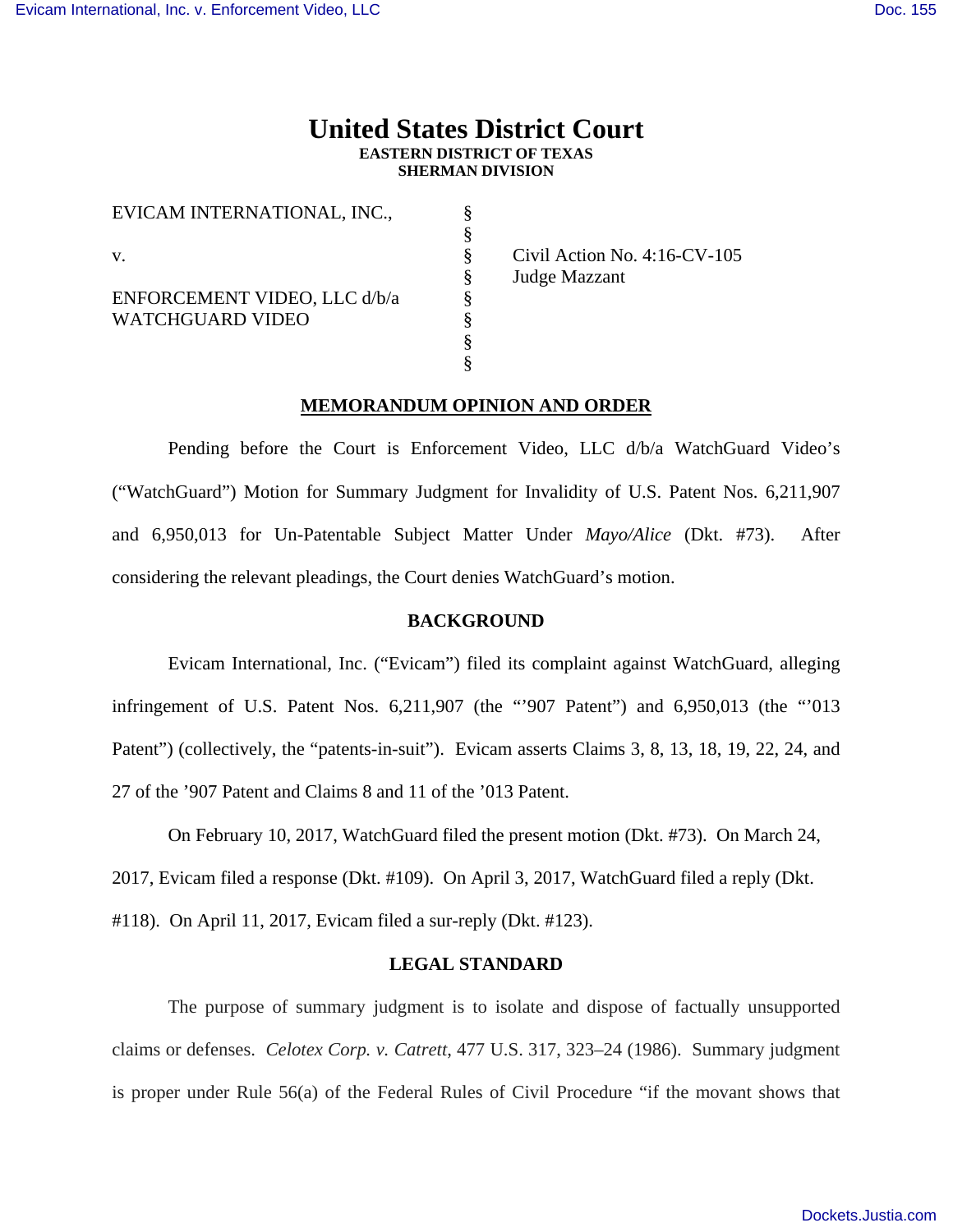# United States District Court
**EASTERN DISTRICT OF TEXAS**
**SHERMAN DIVISION**

| | | |
|---|---|---|
| EVICAM INTERNATIONAL, INC., | § | |
| | § | |
| v. | § | Civil Action No. 4:16-CV-105 |
| | § | Judge Mazzant |
| ENFORCEMENT VIDEO, LLC d/b/a WATCHGUARD VIDEO | § | |
| | § | |
| | § | |
| | § | |

## MEMORANDUM OPINION AND ORDER

Pending before the Court is Enforcement Video, LLC d/b/a WatchGuard Video's ("WatchGuard") Motion for Summary Judgment for Invalidity of U.S. Patent Nos. 6,211,907 and 6,950,013 for Un-Patentable Subject Matter Under *Mayo/Alice* (Dkt. #73). After considering the relevant pleadings, the Court denies WatchGuard's motion.

### BACKGROUND

Evicam International, Inc. ("Evicam") filed its complaint against WatchGuard, alleging infringement of U.S. Patent Nos. 6,211,907 (the "'907 Patent") and 6,950,013 (the "'013 Patent") (collectively, the "patents-in-suit"). Evicam asserts Claims 3, 8, 13, 18, 19, 22, 24, and 27 of the '907 Patent and Claims 8 and 11 of the '013 Patent.

On February 10, 2017, WatchGuard filed the present motion (Dkt. #73). On March 24, 2017, Evicam filed a response (Dkt. #109). On April 3, 2017, WatchGuard filed a reply (Dkt. #118). On April 11, 2017, Evicam filed a sur-reply (Dkt. #123).

### LEGAL STANDARD

The purpose of summary judgment is to isolate and dispose of factually unsupported claims or defenses. *Celotex Corp. v. Catrett*, 477 U.S. 317, 323–24 (1986). Summary judgment is proper under Rule 56(a) of the Federal Rules of Civil Procedure "if the movant shows that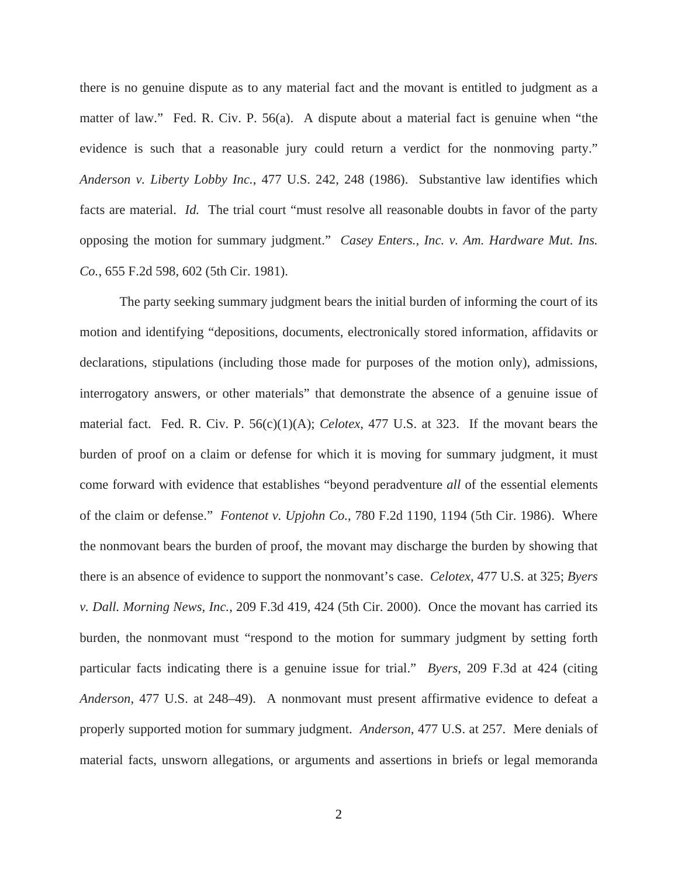there is no genuine dispute as to any material fact and the movant is entitled to judgment as a matter of law." Fed. R. Civ. P. 56(a). A dispute about a material fact is genuine when "the evidence is such that a reasonable jury could return a verdict for the nonmoving party." *Anderson v. Liberty Lobby Inc.*, 477 U.S. 242, 248 (1986). Substantive law identifies which facts are material. *Id.* The trial court "must resolve all reasonable doubts in favor of the party opposing the motion for summary judgment." *Casey Enters., Inc. v. Am. Hardware Mut. Ins. Co.*, 655 F.2d 598, 602 (5th Cir. 1981).

The party seeking summary judgment bears the initial burden of informing the court of its motion and identifying "depositions, documents, electronically stored information, affidavits or declarations, stipulations (including those made for purposes of the motion only), admissions, interrogatory answers, or other materials" that demonstrate the absence of a genuine issue of material fact. Fed. R. Civ. P. 56(c)(1)(A); *Celotex*, 477 U.S. at 323. If the movant bears the burden of proof on a claim or defense for which it is moving for summary judgment, it must come forward with evidence that establishes "beyond peradventure *all* of the essential elements of the claim or defense." *Fontenot v. Upjohn Co.*, 780 F.2d 1190, 1194 (5th Cir. 1986). Where the nonmovant bears the burden of proof, the movant may discharge the burden by showing that there is an absence of evidence to support the nonmovant's case. *Celotex*, 477 U.S. at 325; *Byers v. Dall. Morning News, Inc.*, 209 F.3d 419, 424 (5th Cir. 2000). Once the movant has carried its burden, the nonmovant must "respond to the motion for summary judgment by setting forth particular facts indicating there is a genuine issue for trial." *Byers*, 209 F.3d at 424 (citing *Anderson*, 477 U.S. at 248–49). A nonmovant must present affirmative evidence to defeat a properly supported motion for summary judgment. *Anderson*, 477 U.S. at 257. Mere denials of material facts, unsworn allegations, or arguments and assertions in briefs or legal memoranda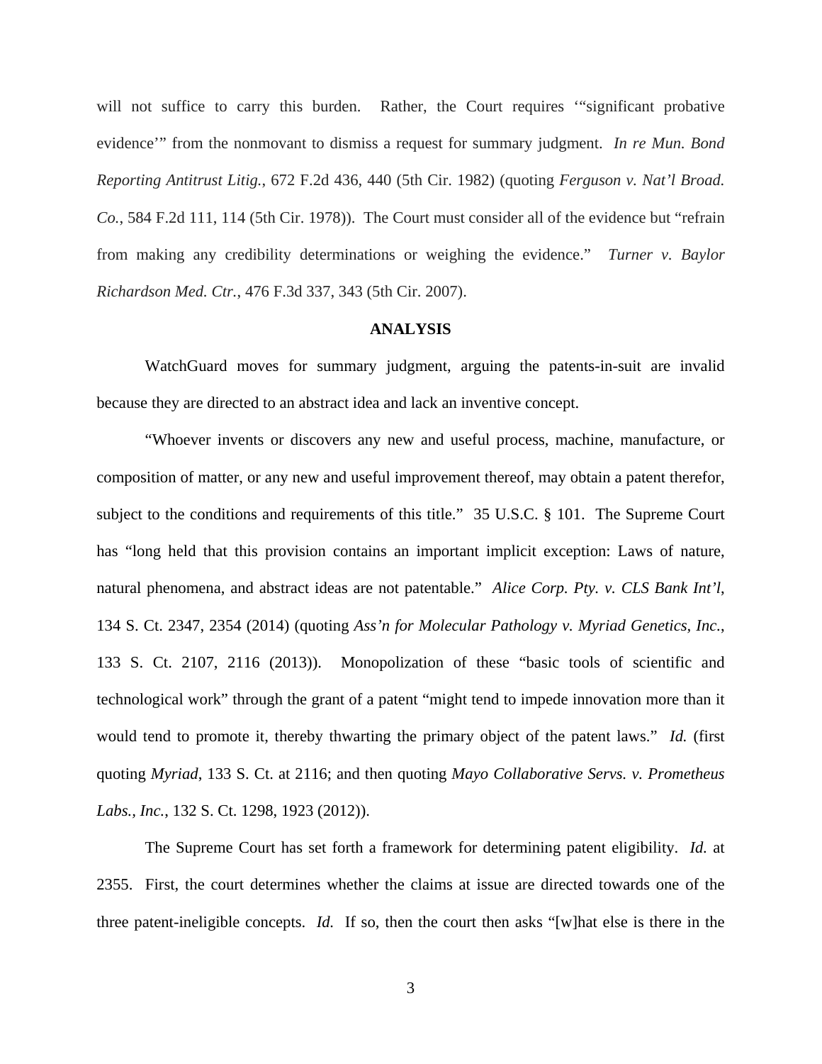will not suffice to carry this burden. Rather, the Court requires '"significant probative evidence'" from the nonmovant to dismiss a request for summary judgment. *In re Mun. Bond Reporting Antitrust Litig.*, 672 F.2d 436, 440 (5th Cir. 1982) (quoting *Ferguson v. Nat'l Broad. Co.*, 584 F.2d 111, 114 (5th Cir. 1978)). The Court must consider all of the evidence but "refrain from making any credibility determinations or weighing the evidence." *Turner v. Baylor Richardson Med. Ctr.*, 476 F.3d 337, 343 (5th Cir. 2007).

**ANALYSIS**

WatchGuard moves for summary judgment, arguing the patents-in-suit are invalid because they are directed to an abstract idea and lack an inventive concept.

"Whoever invents or discovers any new and useful process, machine, manufacture, or composition of matter, or any new and useful improvement thereof, may obtain a patent therefor, subject to the conditions and requirements of this title." 35 U.S.C. § 101. The Supreme Court has "long held that this provision contains an important implicit exception: Laws of nature, natural phenomena, and abstract ideas are not patentable." *Alice Corp. Pty. v. CLS Bank Int'l*, 134 S. Ct. 2347, 2354 (2014) (quoting *Ass'n for Molecular Pathology v. Myriad Genetics, Inc.*, 133 S. Ct. 2107, 2116 (2013)). Monopolization of these "basic tools of scientific and technological work" through the grant of a patent "might tend to impede innovation more than it would tend to promote it, thereby thwarting the primary object of the patent laws." *Id.* (first quoting *Myriad*, 133 S. Ct. at 2116; and then quoting *Mayo Collaborative Servs. v. Prometheus Labs., Inc.*, 132 S. Ct. 1298, 1923 (2012)).

The Supreme Court has set forth a framework for determining patent eligibility. *Id.* at 2355. First, the court determines whether the claims at issue are directed towards one of the three patent-ineligible concepts. *Id.* If so, then the court then asks "[w]hat else is there in the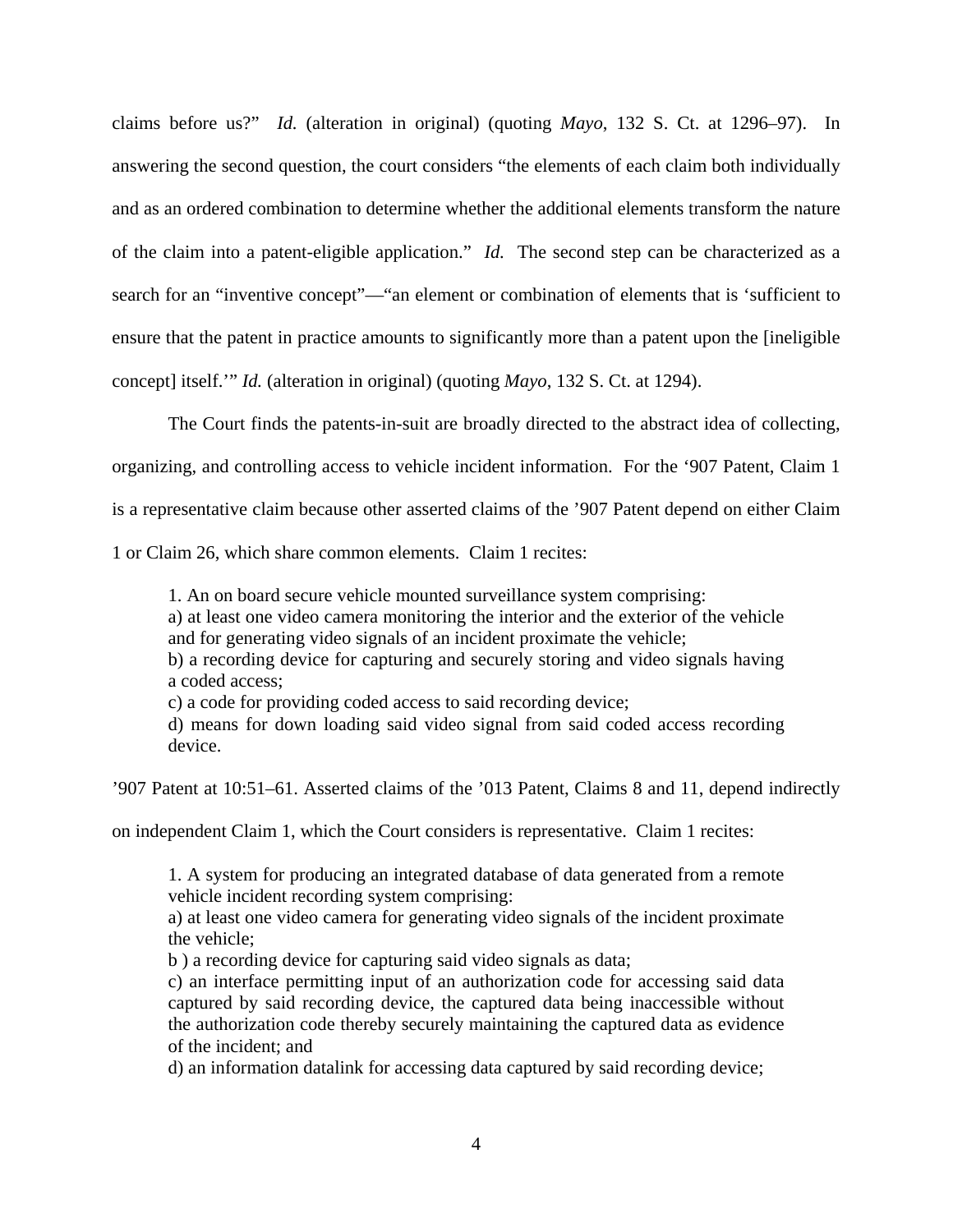claims before us?" *Id.* (alteration in original) (quoting *Mayo*, 132 S. Ct. at 1296–97). In answering the second question, the court considers "the elements of each claim both individually and as an ordered combination to determine whether the additional elements transform the nature of the claim into a patent-eligible application." *Id.* The second step can be characterized as a search for an "inventive concept"—"an element or combination of elements that is 'sufficient to ensure that the patent in practice amounts to significantly more than a patent upon the [ineligible concept] itself.'" *Id.* (alteration in original) (quoting *Mayo*, 132 S. Ct. at 1294).

The Court finds the patents-in-suit are broadly directed to the abstract idea of collecting, organizing, and controlling access to vehicle incident information. For the '907 Patent, Claim 1 is a representative claim because other asserted claims of the '907 Patent depend on either Claim 1 or Claim 26, which share common elements. Claim 1 recites:

> 1. An on board secure vehicle mounted surveillance system comprising:
> a) at least one video camera monitoring the interior and the exterior of the vehicle and for generating video signals of an incident proximate the vehicle;
> b) a recording device for capturing and securely storing and video signals having a coded access;
> c) a code for providing coded access to said recording device;
> d) means for down loading said video signal from said coded access recording device.

'907 Patent at 10:51–61. Asserted claims of the '013 Patent, Claims 8 and 11, depend indirectly on independent Claim 1, which the Court considers is representative. Claim 1 recites:

> 1. A system for producing an integrated database of data generated from a remote vehicle incident recording system comprising:
> a) at least one video camera for generating video signals of the incident proximate the vehicle;
> b ) a recording device for capturing said video signals as data;
> c) an interface permitting input of an authorization code for accessing said data captured by said recording device, the captured data being inaccessible without the authorization code thereby securely maintaining the captured data as evidence of the incident; and
> d) an information datalink for accessing data captured by said recording device;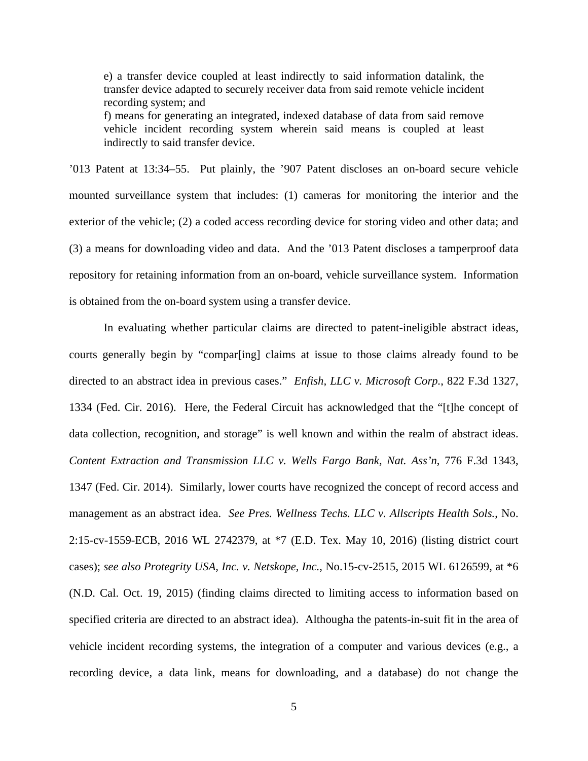> e) a transfer device coupled at least indirectly to said information datalink, the transfer device adapted to securely receiver data from said remote vehicle incident recording system; and
>
> f) means for generating an integrated, indexed database of data from said remove vehicle incident recording system wherein said means is coupled at least indirectly to said transfer device.

’013 Patent at 13:34–55. Put plainly, the ’907 Patent discloses an on-board secure vehicle mounted surveillance system that includes: (1) cameras for monitoring the interior and the exterior of the vehicle; (2) a coded access recording device for storing video and other data; and (3) a means for downloading video and data. And the ’013 Patent discloses a tamperproof data repository for retaining information from an on-board, vehicle surveillance system. Information is obtained from the on-board system using a transfer device.

In evaluating whether particular claims are directed to patent-ineligible abstract ideas, courts generally begin by “compar[ing] claims at issue to those claims already found to be directed to an abstract idea in previous cases.” *Enfish, LLC v. Microsoft Corp.*, 822 F.3d 1327, 1334 (Fed. Cir. 2016). Here, the Federal Circuit has acknowledged that the “[t]he concept of data collection, recognition, and storage” is well known and within the realm of abstract ideas. *Content Extraction and Transmission LLC v. Wells Fargo Bank, Nat. Ass’n*, 776 F.3d 1343, 1347 (Fed. Cir. 2014). Similarly, lower courts have recognized the concept of record access and management as an abstract idea. *See Pres. Wellness Techs. LLC v. Allscripts Health Sols.*, No. 2:15-cv-1559-ECB, 2016 WL 2742379, at *7 (E.D. Tex. May 10, 2016) (listing district court cases); *see also Protegrity USA, Inc. v. Netskope, Inc.*, No.15-cv-2515, 2015 WL 6126599, at *6 (N.D. Cal. Oct. 19, 2015) (finding claims directed to limiting access to information based on specified criteria are directed to an abstract idea). Althougha the patents-in-suit fit in the area of vehicle incident recording systems, the integration of a computer and various devices (e.g., a recording device, a data link, means for downloading, and a database) do not change the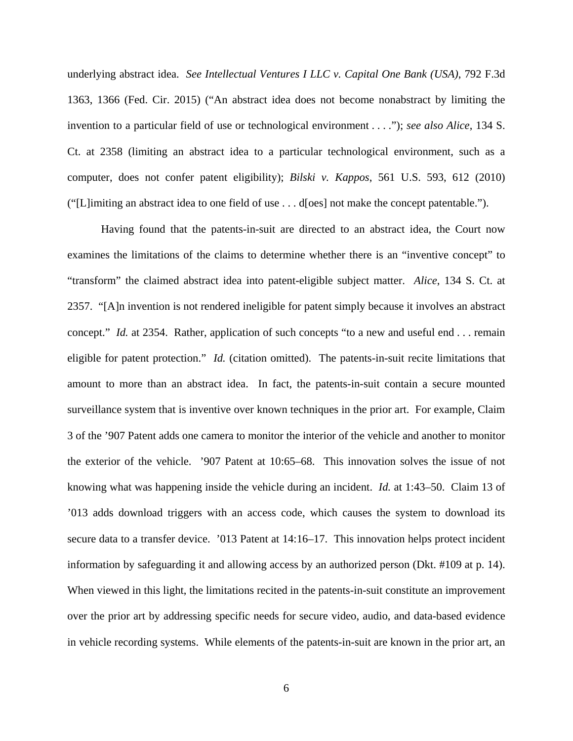underlying abstract idea. *See Intellectual Ventures I LLC v. Capital One Bank (USA)*, 792 F.3d 1363, 1366 (Fed. Cir. 2015) ("An abstract idea does not become nonabstract by limiting the invention to a particular field of use or technological environment . . . ."); *see also Alice*, 134 S. Ct. at 2358 (limiting an abstract idea to a particular technological environment, such as a computer, does not confer patent eligibility); *Bilski v. Kappos*, 561 U.S. 593, 612 (2010) ("[L]imiting an abstract idea to one field of use . . . d[oes] not make the concept patentable.").

Having found that the patents-in-suit are directed to an abstract idea, the Court now examines the limitations of the claims to determine whether there is an "inventive concept" to "transform" the claimed abstract idea into patent-eligible subject matter. *Alice*, 134 S. Ct. at 2357. "[A]n invention is not rendered ineligible for patent simply because it involves an abstract concept." *Id.* at 2354. Rather, application of such concepts "to a new and useful end . . . remain eligible for patent protection." *Id.* (citation omitted). The patents-in-suit recite limitations that amount to more than an abstract idea. In fact, the patents-in-suit contain a secure mounted surveillance system that is inventive over known techniques in the prior art. For example, Claim 3 of the '907 Patent adds one camera to monitor the interior of the vehicle and another to monitor the exterior of the vehicle. '907 Patent at 10:65–68. This innovation solves the issue of not knowing what was happening inside the vehicle during an incident. *Id.* at 1:43–50. Claim 13 of '013 adds download triggers with an access code, which causes the system to download its secure data to a transfer device. '013 Patent at 14:16–17. This innovation helps protect incident information by safeguarding it and allowing access by an authorized person (Dkt. #109 at p. 14). When viewed in this light, the limitations recited in the patents-in-suit constitute an improvement over the prior art by addressing specific needs for secure video, audio, and data-based evidence in vehicle recording systems. While elements of the patents-in-suit are known in the prior art, an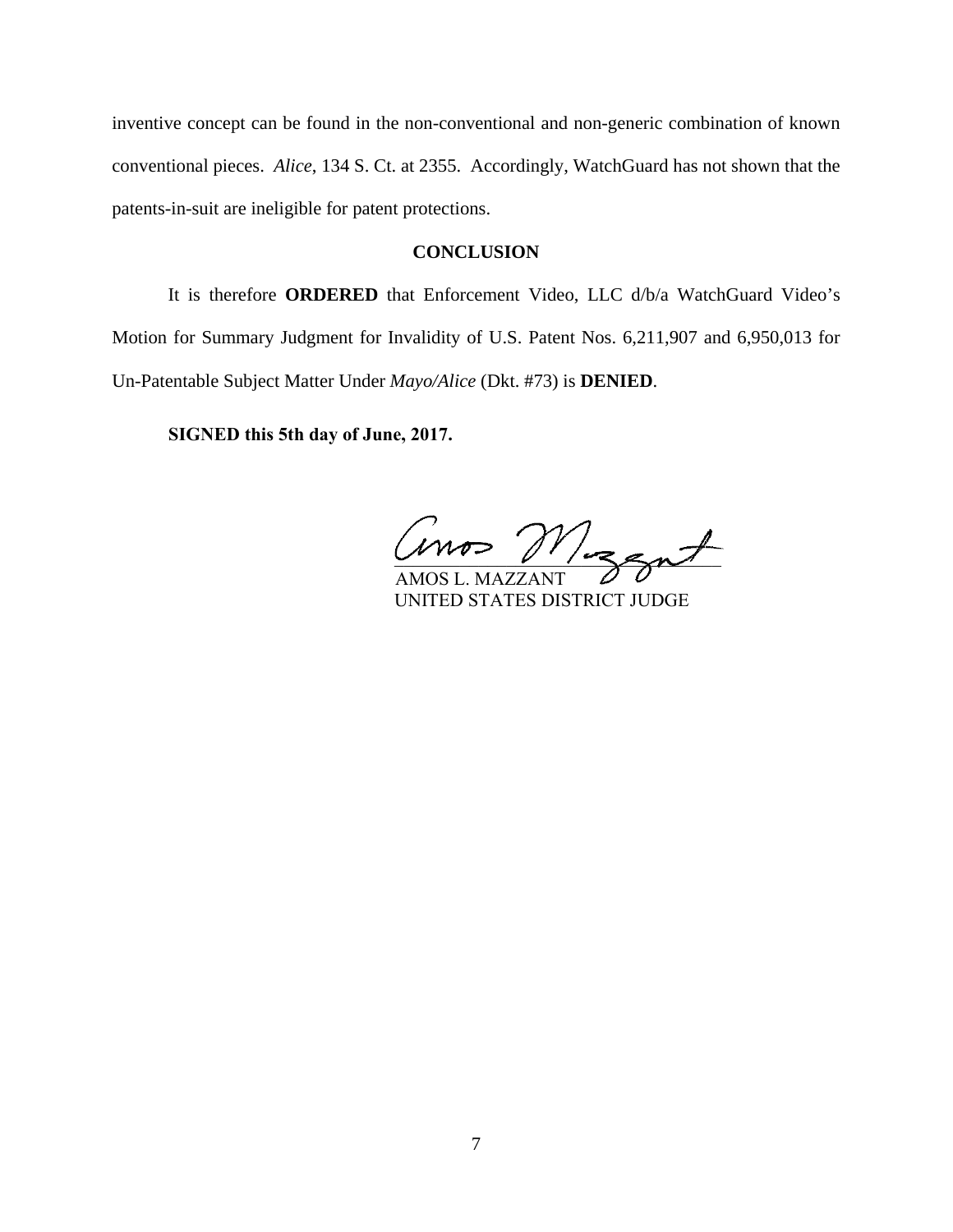inventive concept can be found in the non-conventional and non-generic combination of known conventional pieces. *Alice*, 134 S. Ct. at 2355. Accordingly, WatchGuard has not shown that the patents-in-suit are ineligible for patent protections.

## CONCLUSION

It is therefore **ORDERED** that Enforcement Video, LLC d/b/a WatchGuard Video's Motion for Summary Judgment for Invalidity of U.S. Patent Nos. 6,211,907 and 6,950,013 for Un-Patentable Subject Matter Under *Mayo/Alice* (Dkt. #73) is **DENIED**.

**SIGNED this 5th day of June, 2017.**

AMOS L. MAZZANT
UNITED STATES DISTRICT JUDGE